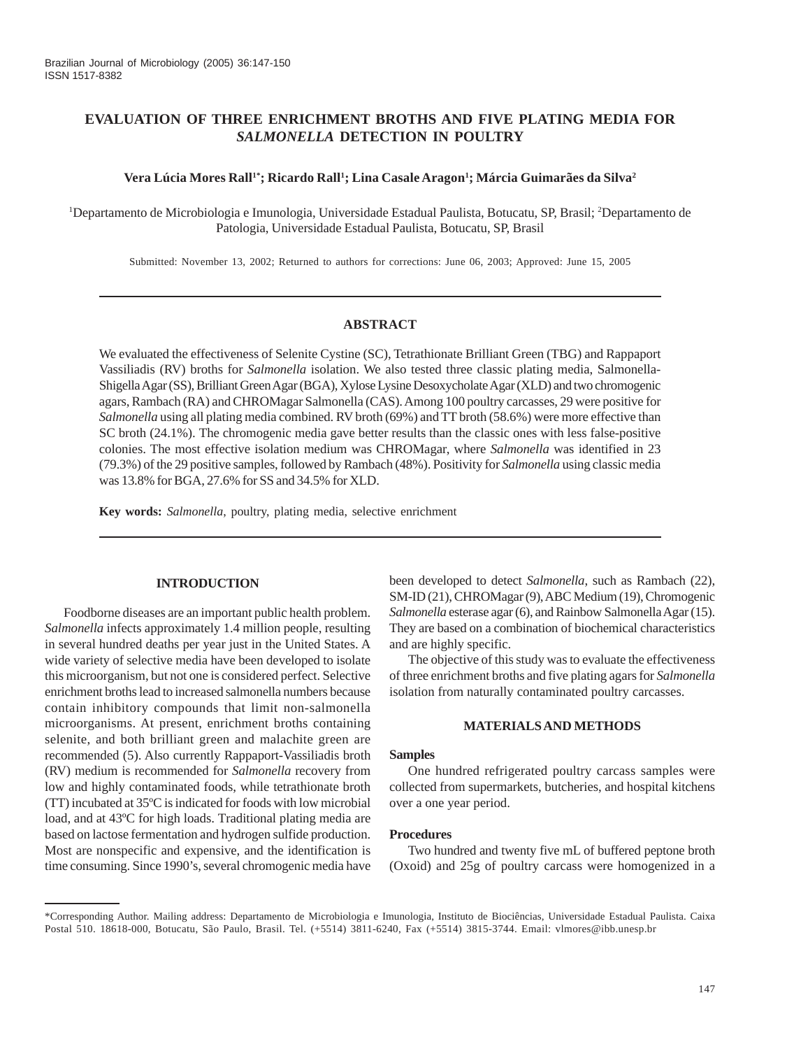# EVALUATION OF THREE ENRICHMENT BROTHS AND FIVE PLATING MEDIA FOR *SALMONELLA* DETECTION IN POULTRY

**Vera Lúcia Mores Rall[1*]; Ricardo Rall[1]; Lina Casale Aragon[1]; Márcia Guimarães da Silva[2]**

[1]Departamento de Microbiologia e Imunologia, Universidade Estadual Paulista, Botucatu, SP, Brasil; [2]Departamento de Patologia, Universidade Estadual Paulista, Botucatu, SP, Brasil

Submitted: November 13, 2002; Returned to authors for corrections: June 06, 2003; Approved: June 15, 2005

## ABSTRACT

We evaluated the effectiveness of Selenite Cystine (SC), Tetrathionate Brilliant Green (TBG) and Rappaport Vassiliadis (RV) broths for *Salmonella* isolation. We also tested three classic plating media, Salmonella-Shigella Agar (SS), Brilliant Green Agar (BGA), Xylose Lysine Desoxycholate Agar (XLD) and two chromogenic agars, Rambach (RA) and CHROMagar Salmonella (CAS). Among 100 poultry carcasses, 29 were positive for *Salmonella* using all plating media combined. RV broth (69%) and TT broth (58.6%) were more effective than SC broth (24.1%). The chromogenic media gave better results than the classic ones with less false-positive colonies. The most effective isolation medium was CHROMagar, where *Salmonella* was identified in 23 (79.3%) of the 29 positive samples, followed by Rambach (48%). Positivity for *Salmonella* using classic media was 13.8% for BGA, 27.6% for SS and 34.5% for XLD.

**Key words:** *Salmonella*, poultry, plating media, selective enrichment

## INTRODUCTION

Foodborne diseases are an important public health problem. *Salmonella* infects approximately 1.4 million people, resulting in several hundred deaths per year just in the United States. A wide variety of selective media have been developed to isolate this microorganism, but not one is considered perfect. Selective enrichment broths lead to increased salmonella numbers because contain inhibitory compounds that limit non-salmonella microorganisms. At present, enrichment broths containing selenite, and both brilliant green and malachite green are recommended (5). Also currently Rappaport-Vassiliadis broth (RV) medium is recommended for *Salmonella* recovery from low and highly contaminated foods, while tetrathionate broth (TT) incubated at 35ºC is indicated for foods with low microbial load, and at 43ºC for high loads. Traditional plating media are based on lactose fermentation and hydrogen sulfide production. Most are nonspecific and expensive, and the identification is time consuming. Since 1990's, several chromogenic media have been developed to detect *Salmonella*, such as Rambach (22), SM-ID (21), CHROMagar (9), ABC Medium (19), Chromogenic *Salmonella* esterase agar (6), and Rainbow Salmonella Agar (15). They are based on a combination of biochemical characteristics and are highly specific.

The objective of this study was to evaluate the effectiveness of three enrichment broths and five plating agars for *Salmonella* isolation from naturally contaminated poultry carcasses.

## MATERIALS AND METHODS

### Samples

One hundred refrigerated poultry carcass samples were collected from supermarkets, butcheries, and hospital kitchens over a one year period.

### Procedures

Two hundred and twenty five mL of buffered peptone broth (Oxoid) and 25g of poultry carcass were homogenized in a

---

*Corresponding Author. Mailing address: Departamento de Microbiologia e Imunologia, Instituto de Biociências, Universidade Estadual Paulista. Caixa Postal 510. 18618-000, Botucatu, São Paulo, Brasil. Tel. (+5514) 3811-6240, Fax (+5514) 3815-3744. Email: vlmores@ibb.unesp.br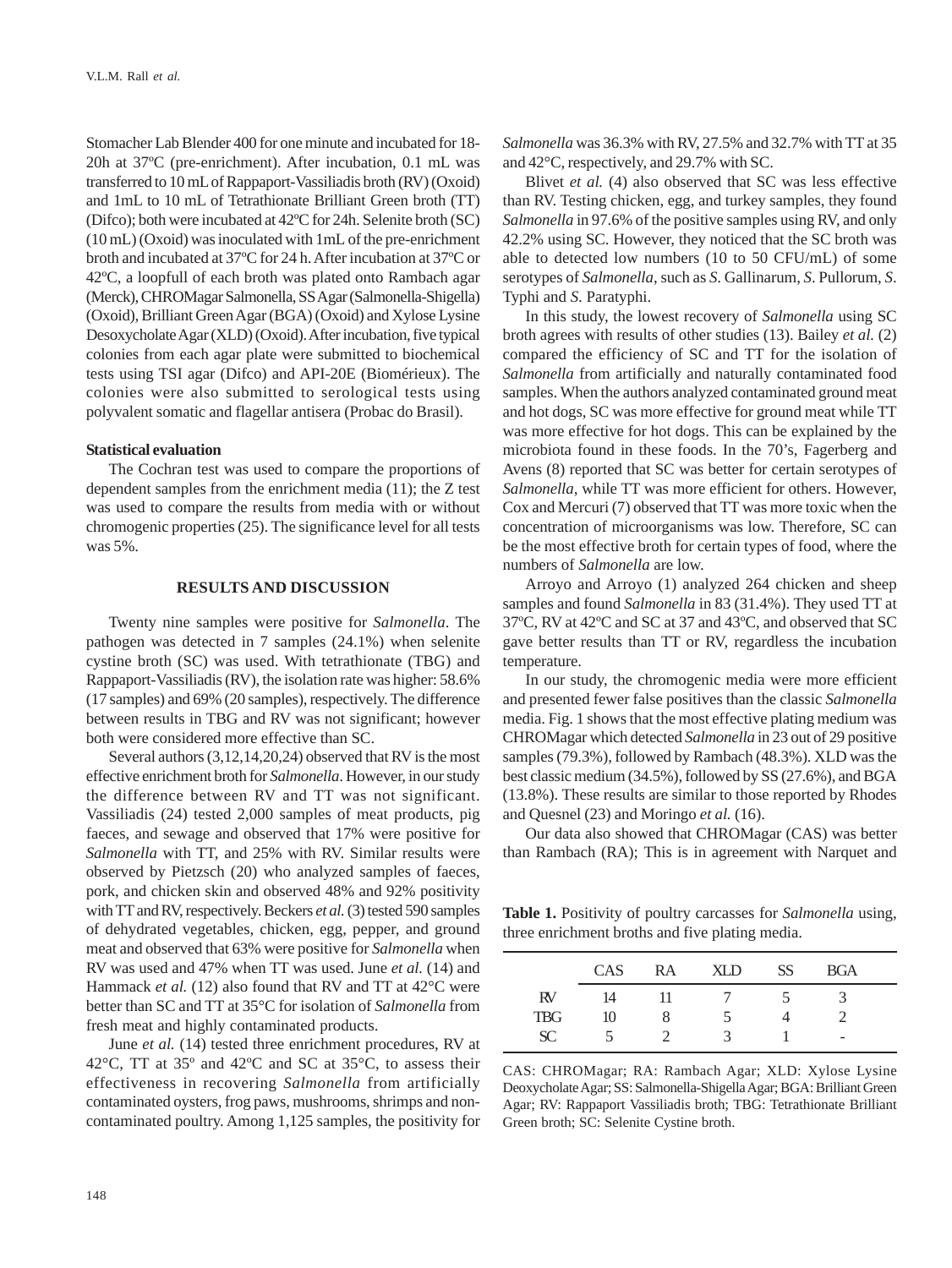Stomacher Lab Blender 400 for one minute and incubated for 18-20h at 37ºC (pre-enrichment). After incubation, 0.1 mL was transferred to 10 mL of Rappaport-Vassiliadis broth (RV) (Oxoid) and 1mL to 10 mL of Tetrathionate Brilliant Green broth (TT) (Difco); both were incubated at 42ºC for 24h. Selenite broth (SC) (10 mL) (Oxoid) was inoculated with 1mL of the pre-enrichment broth and incubated at 37ºC for 24 h. After incubation at 37ºC or 42ºC, a loopfull of each broth was plated onto Rambach agar (Merck), CHROMagar Salmonella, SS Agar (Salmonella-Shigella) (Oxoid), Brilliant Green Agar (BGA) (Oxoid) and Xylose Lysine Desoxycholate Agar (XLD) (Oxoid). After incubation, five typical colonies from each agar plate were submitted to biochemical tests using TSI agar (Difco) and API-20E (Biomérieux). The colonies were also submitted to serological tests using polyvalent somatic and flagellar antisera (Probac do Brasil).

**Statistical evaluation**

The Cochran test was used to compare the proportions of dependent samples from the enrichment media (11); the Z test was used to compare the results from media with or without chromogenic properties (25). The significance level for all tests was 5%.

## RESULTS AND DISCUSSION

Twenty nine samples were positive for *Salmonella*. The pathogen was detected in 7 samples (24.1%) when selenite cystine broth (SC) was used. With tetrathionate (TBG) and Rappaport-Vassiliadis (RV), the isolation rate was higher: 58.6% (17 samples) and 69% (20 samples), respectively. The difference between results in TBG and RV was not significant; however both were considered more effective than SC.

Several authors (3,12,14,20,24) observed that RV is the most effective enrichment broth for *Salmonella*. However, in our study the difference between RV and TT was not significant. Vassiliadis (24) tested 2,000 samples of meat products, pig faeces, and sewage and observed that 17% were positive for *Salmonella* with TT, and 25% with RV. Similar results were observed by Pietzsch (20) who analyzed samples of faeces, pork, and chicken skin and observed 48% and 92% positivity with TT and RV, respectively. Beckers *et al.* (3) tested 590 samples of dehydrated vegetables, chicken, egg, pepper, and ground meat and observed that 63% were positive for *Salmonella* when RV was used and 47% when TT was used. June *et al.* (14) and Hammack *et al.* (12) also found that RV and TT at 42°C were better than SC and TT at 35°C for isolation of *Salmonella* from fresh meat and highly contaminated products.

June *et al.* (14) tested three enrichment procedures, RV at 42°C, TT at 35º and 42ºC and SC at 35°C, to assess their effectiveness in recovering *Salmonella* from artificially contaminated oysters, frog paws, mushrooms, shrimps and non-contaminated poultry. Among 1,125 samples, the positivity for *Salmonella* was 36.3% with RV, 27.5% and 32.7% with TT at 35 and 42°C, respectively, and 29.7% with SC.

Blivet *et al.* (4) also observed that SC was less effective than RV. Testing chicken, egg, and turkey samples, they found *Salmonella* in 97.6% of the positive samples using RV, and only 42.2% using SC. However, they noticed that the SC broth was able to detected low numbers (10 to 50 CFU/mL) of some serotypes of *Salmonella*, such as *S*. Gallinarum, *S*. Pullorum, *S*. Typhi and *S.* Paratyphi.

In this study, the lowest recovery of *Salmonella* using SC broth agrees with results of other studies (13). Bailey *et al.* (2) compared the efficiency of SC and TT for the isolation of *Salmonella* from artificially and naturally contaminated food samples. When the authors analyzed contaminated ground meat and hot dogs, SC was more effective for ground meat while TT was more effective for hot dogs. This can be explained by the microbiota found in these foods. In the 70's, Fagerberg and Avens (8) reported that SC was better for certain serotypes of *Salmonella*, while TT was more efficient for others. However, Cox and Mercuri (7) observed that TT was more toxic when the concentration of microorganisms was low. Therefore, SC can be the most effective broth for certain types of food, where the numbers of *Salmonella* are low.

Arroyo and Arroyo (1) analyzed 264 chicken and sheep samples and found *Salmonella* in 83 (31.4%). They used TT at 37ºC, RV at 42ºC and SC at 37 and 43ºC, and observed that SC gave better results than TT or RV, regardless the incubation temperature.

In our study, the chromogenic media were more efficient and presented fewer false positives than the classic *Salmonella* media. Fig. 1 shows that the most effective plating medium was CHROMagar which detected *Salmonella* in 23 out of 29 positive samples (79.3%), followed by Rambach (48.3%). XLD was the best classic medium (34.5%), followed by SS (27.6%), and BGA (13.8%). These results are similar to those reported by Rhodes and Quesnel (23) and Moringo *et al.* (16).

Our data also showed that CHROMagar (CAS) was better than Rambach (RA); This is in agreement with Narquet and

**Table 1.** Positivity of poultry carcasses for *Salmonella* using, three enrichment broths and five plating media.

| | CAS | RA | XLD | SS | BGA |
|---|---|---|---|---|---|
| RV | 14 | 11 | 7 | 5 | 3 |
| TBG | 10 | 8 | 5 | 4 | 2 |
| SC | 5 | 2 | 3 | 1 | - |

CAS: CHROMagar; RA: Rambach Agar; XLD: Xylose Lysine Deoxycholate Agar; SS: Salmonella-Shigella Agar; BGA: Brilliant Green Agar; RV: Rappaport Vassiliadis broth; TBG: Tetrathionate Brilliant Green broth; SC: Selenite Cystine broth.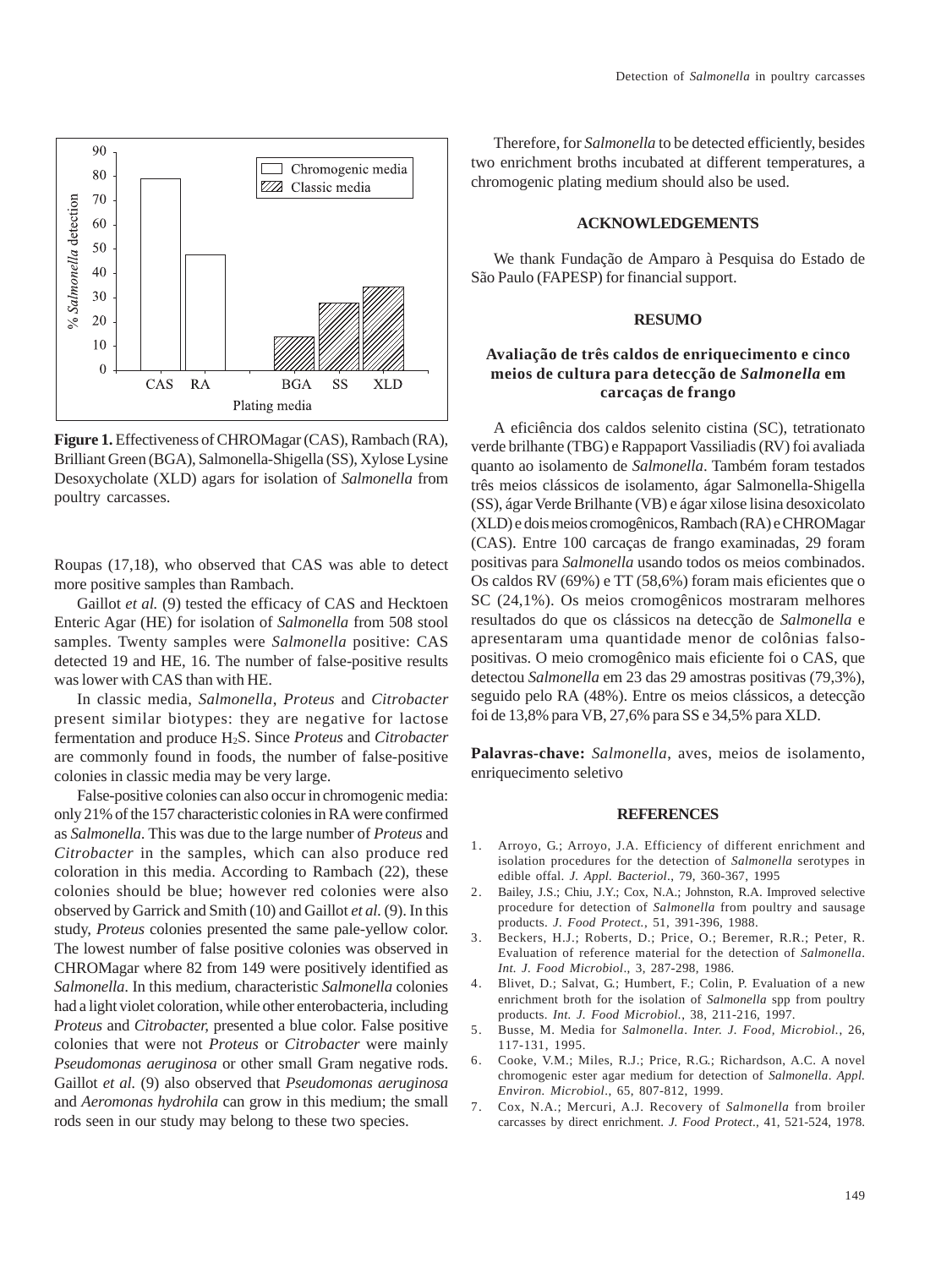Figure 1. Effectiveness of CHROMagar (CAS), Rambach (RA), Brilliant Green (BGA), Salmonella-Shigella (SS), Xylose Lysine Desoxycholate (XLD) agars for isolation of *Salmonella* from poultry carcasses.

Roupas (17,18), who observed that CAS was able to detect more positive samples than Rambach.

Gaillot *et al.* (9) tested the efficacy of CAS and Hecktoen Enteric Agar (HE) for isolation of *Salmonella* from 508 stool samples. Twenty samples were *Salmonella* positive: CAS detected 19 and HE, 16. The number of false-positive results was lower with CAS than with HE.

In classic media, *Salmonella*, *Proteus* and *Citrobacter* present similar biotypes: they are negative for lactose fermentation and produce $H_2S$. Since *Proteus* and *Citrobacter* are commonly found in foods, the number of false-positive colonies in classic media may be very large.

False-positive colonies can also occur in chromogenic media: only 21% of the 157 characteristic colonies in RA were confirmed as *Salmonella*. This was due to the large number of *Proteus* and *Citrobacter* in the samples, which can also produce red coloration in this media. According to Rambach (22), these colonies should be blue; however red colonies were also observed by Garrick and Smith (10) and Gaillot *et al.* (9). In this study, *Proteus* colonies presented the same pale-yellow color. The lowest number of false positive colonies was observed in CHROMagar where 82 from 149 were positively identified as *Salmonella*. In this medium, characteristic *Salmonella* colonies had a light violet coloration, while other enterobacteria, including *Proteus* and *Citrobacter,* presented a blue color. False positive colonies that were not *Proteus* or *Citrobacter* were mainly *Pseudomonas aeruginosa* or other small Gram negative rods. Gaillot *et al.* (9) also observed that *Pseudomonas aeruginosa* and *Aeromonas hydrohila* can grow in this medium; the small rods seen in our study may belong to these two species.

Therefore, for *Salmonella* to be detected efficiently, besides two enrichment broths incubated at different temperatures, a chromogenic plating medium should also be used.

## ACKNOWLEDGEMENTS

We thank Fundação de Amparo à Pesquisa do Estado de São Paulo (FAPESP) for financial support.

## RESUMO

### Avaliação de três caldos de enriquecimento e cinco meios de cultura para detecção de *Salmonella* em carcaças de frango

A eficiência dos caldos selenito cistina (SC), tetrationato verde brilhante (TBG) e Rappaport Vassiliadis (RV) foi avaliada quanto ao isolamento de *Salmonella*. Também foram testados três meios clássicos de isolamento, ágar Salmonella-Shigella (SS), ágar Verde Brilhante (VB) e ágar xilose lisina desoxicolato (XLD) e dois meios cromogênicos, Rambach (RA) e CHROMagar (CAS). Entre 100 carcaças de frango examinadas, 29 foram positivas para *Salmonella* usando todos os meios combinados. Os caldos RV (69%) e TT (58,6%) foram mais eficientes que o SC (24,1%). Os meios cromogênicos mostraram melhores resultados do que os clássicos na detecção de *Salmonella* e apresentaram uma quantidade menor de colônias falso-positivas. O meio cromogênico mais eficiente foi o CAS, que detectou *Salmonella* em 23 das 29 amostras positivas (79,3%), seguido pelo RA (48%). Entre os meios clássicos, a detecção foi de 13,8% para VB, 27,6% para SS e 34,5% para XLD.

**Palavras-chave:** *Salmonella*, aves, meios de isolamento, enriquecimento seletivo

## REFERENCES

1. Arroyo, G.; Arroyo, J.A. Efficiency of different enrichment and isolation procedures for the detection of *Salmonella* serotypes in edible offal. *J. Appl. Bacteriol.*, 79, 360-367, 1995
2. Bailey, J.S.; Chiu, J.Y.; Cox, N.A.; Johnston, R.A. Improved selective procedure for detection of *Salmonella* from poultry and sausage products. *J. Food Protect.*, 51, 391-396, 1988.
3. Beckers, H.J.; Roberts, D.; Price, O.; Beremer, R.R.; Peter, R. Evaluation of reference material for the detection of *Salmonella*. *Int. J. Food Microbiol.*, 3, 287-298, 1986.
4. Blivet, D.; Salvat, G.; Humbert, F.; Colin, P. Evaluation of a new enrichment broth for the isolation of *Salmonella* spp from poultry products. *Int. J. Food Microbiol.*, 38, 211-216, 1997.
5. Busse, M. Media for *Salmonella*. *Inter. J. Food, Microbiol.*, 26, 117-131, 1995.
6. Cooke, V.M.; Miles, R.J.; Price, R.G.; Richardson, A.C. A novel chromogenic ester agar medium for detection of *Salmonella*. *Appl. Environ. Microbiol.*, 65, 807-812, 1999.
7. Cox, N.A.; Mercuri, A.J. Recovery of *Salmonella* from broiler carcasses by direct enrichment. *J. Food Protect.*, 41, 521-524, 1978.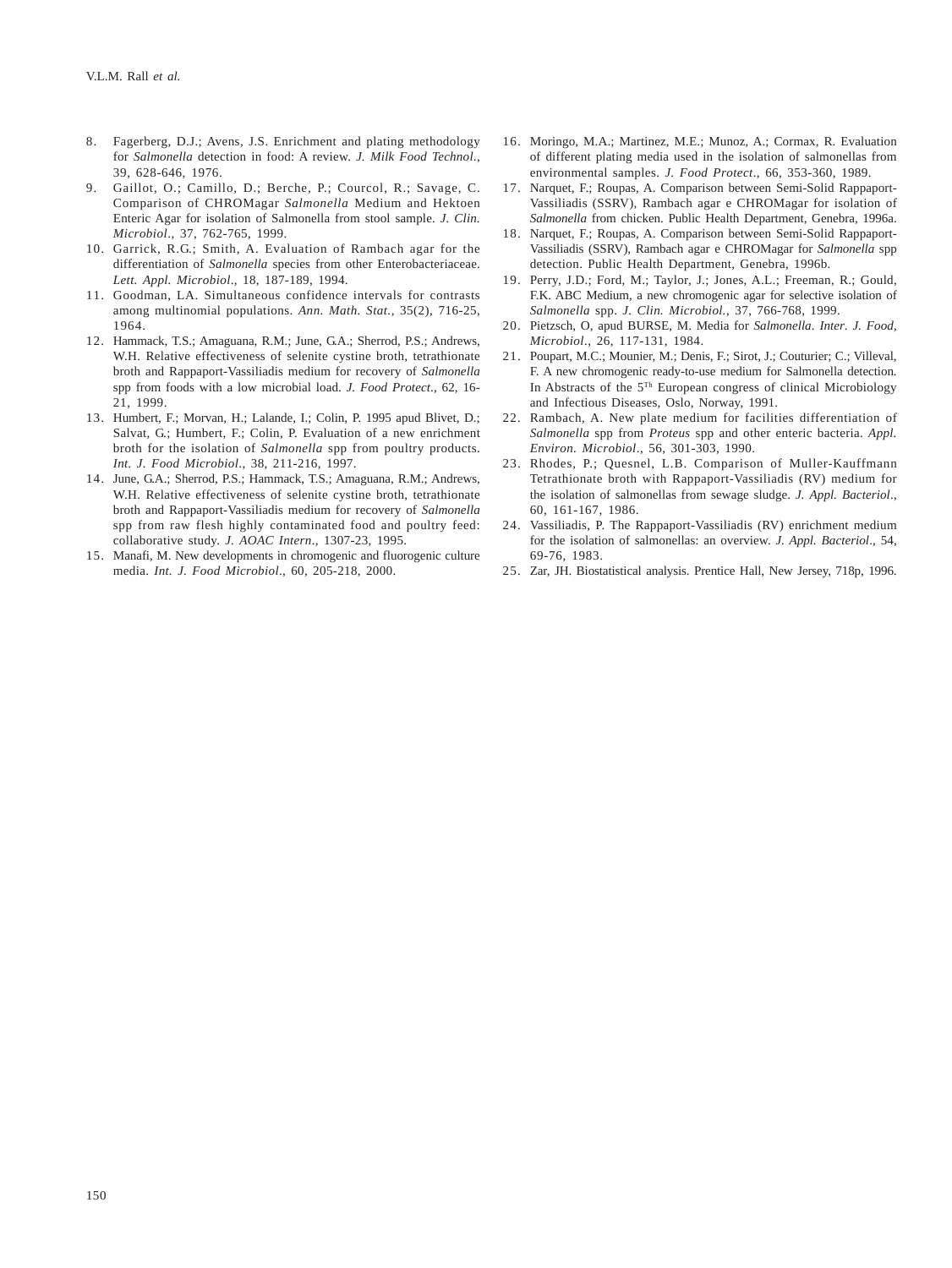8. Fagerberg, D.J.; Avens, J.S. Enrichment and plating methodology for *Salmonella* detection in food: A review. *J. Milk Food Technol*., 39, 628-646, 1976.
9. Gaillot, O.; Camillo, D.; Berche, P.; Courcol, R.; Savage, C. Comparison of CHROMagar *Salmonella* Medium and Hektoen Enteric Agar for isolation of Salmonella from stool sample. *J. Clin. Microbiol*., 37, 762-765, 1999.
10. Garrick, R.G.; Smith, A. Evaluation of Rambach agar for the differentiation of *Salmonella* species from other Enterobacteriaceae. *Lett. Appl. Microbiol*., 18, 187-189, 1994.
11. Goodman, LA. Simultaneous confidence intervals for contrasts among multinomial populations. *Ann. Math. Stat.*, 35(2), 716-25, 1964.
12. Hammack, T.S.; Amaguana, R.M.; June, G.A.; Sherrod, P.S.; Andrews, W.H. Relative effectiveness of selenite cystine broth, tetrathionate broth and Rappaport-Vassiliadis medium for recovery of *Salmonella* spp from foods with a low microbial load. *J. Food Protect*., 62, 16-21, 1999.
13. Humbert, F.; Morvan, H.; Lalande, I.; Colin, P. 1995 apud Blivet, D.; Salvat, G.; Humbert, F.; Colin, P. Evaluation of a new enrichment broth for the isolation of *Salmonella* spp from poultry products. *Int. J. Food Microbiol*., 38, 211-216, 1997.
14. June, G.A.; Sherrod, P.S.; Hammack, T.S.; Amaguana, R.M.; Andrews, W.H. Relative effectiveness of selenite cystine broth, tetrathionate broth and Rappaport-Vassiliadis medium for recovery of *Salmonella* spp from raw flesh highly contaminated food and poultry feed: collaborative study. *J. AOAC Intern*., 1307-23, 1995.
15. Manafi, M. New developments in chromogenic and fluorogenic culture media. *Int. J. Food Microbiol*., 60, 205-218, 2000.
16. Moringo, M.A.; Martinez, M.E.; Munoz, A.; Cormax, R. Evaluation of different plating media used in the isolation of salmonellas from environmental samples. *J. Food Protect*., 66, 353-360, 1989.
17. Narquet, F.; Roupas, A. Comparison between Semi-Solid Rappaport-Vassiliadis (SSRV), Rambach agar e CHROMagar for isolation of *Salmonella* from chicken. Public Health Department, Genebra, 1996a.
18. Narquet, F.; Roupas, A. Comparison between Semi-Solid Rappaport-Vassiliadis (SSRV), Rambach agar e CHROMagar for *Salmonella* spp detection. Public Health Department, Genebra, 1996b.
19. Perry, J.D.; Ford, M.; Taylor, J.; Jones, A.L.; Freeman, R.; Gould, F.K. ABC Medium, a new chromogenic agar for selective isolation of *Salmonella* spp. *J. Clin. Microbiol.*, 37, 766-768, 1999.
20. Pietzsch, O, apud BURSE, M. Media for *Salmonella*. *Inter. J. Food, Microbiol*., 26, 117-131, 1984.
21. Poupart, M.C.; Mounier, M.; Denis, F.; Sirot, J.; Couturier; C.; Villeval, F. A new chromogenic ready-to-use medium for Salmonella detection. In Abstracts of the 5Th European congress of clinical Microbiology and Infectious Diseases, Oslo, Norway, 1991.
22. Rambach, A. New plate medium for facilities differentiation of *Salmonella* spp from *Proteus* spp and other enteric bacteria. *Appl. Environ. Microbiol*., 56, 301-303, 1990.
23. Rhodes, P.; Quesnel, L.B. Comparison of Muller-Kauffmann Tetrathionate broth with Rappaport-Vassiliadis (RV) medium for the isolation of salmonellas from sewage sludge. *J. Appl. Bacteriol*., 60, 161-167, 1986.
24. Vassiliadis, P. The Rappaport-Vassiliadis (RV) enrichment medium for the isolation of salmonellas: an overview. *J. Appl. Bacteriol*., 54, 69-76, 1983.
25. Zar, JH. Biostatistical analysis. Prentice Hall, New Jersey, 718p, 1996.